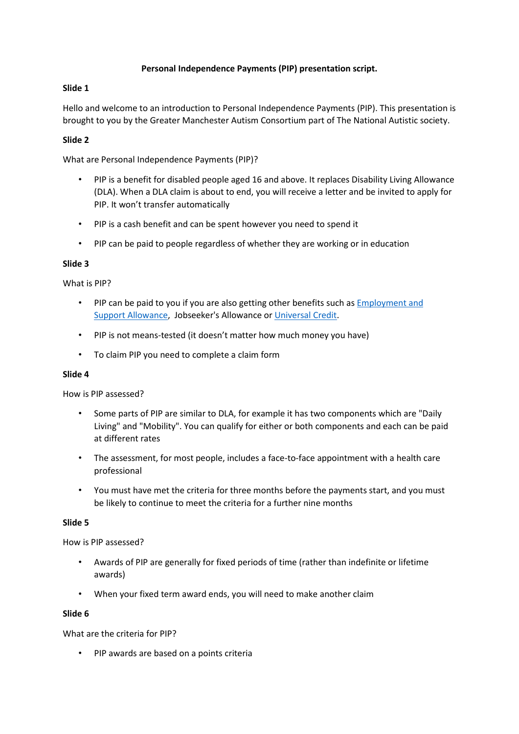**Personal Independence Payments (PIP) presentation script.**

**Slide 1**

Hello and welcome to an introduction to Personal Independence Payments (PIP). This presentation is brought to you by the Greater Manchester Autism Consortium part of The National Autistic society.

**Slide 2**

What are Personal Independence Payments (PIP)?

- PIP is a benefit for disabled people aged 16 and above. It replaces Disability Living Allowance (DLA). When a DLA claim is about to end, you will receive a letter and be invited to apply for PIP. It won't transfer automatically
- PIP is a cash benefit and can be spent however you need to spend it
- PIP can be paid to people regardless of whether they are working or in education

**Slide 3**

What is PIP?

- PIP can be paid to you if you are also getting other benefits such as Employment and Support Allowance, Jobseeker's Allowance or Universal Credit.
- PIP is not means-tested (it doesn't matter how much money you have)
- To claim PIP you need to complete a claim form

**Slide 4**

How is PIP assessed?

- Some parts of PIP are similar to DLA, for example it has two components which are "Daily Living" and "Mobility". You can qualify for either or both components and each can be paid at different rates
- The assessment, for most people, includes a face-to-face appointment with a health care professional
- You must have met the criteria for three months before the payments start, and you must be likely to continue to meet the criteria for a further nine months

**Slide 5**

How is PIP assessed?

- Awards of PIP are generally for fixed periods of time (rather than indefinite or lifetime awards)
- When your fixed term award ends, you will need to make another claim

**Slide 6**

What are the criteria for PIP?

- PIP awards are based on a points criteria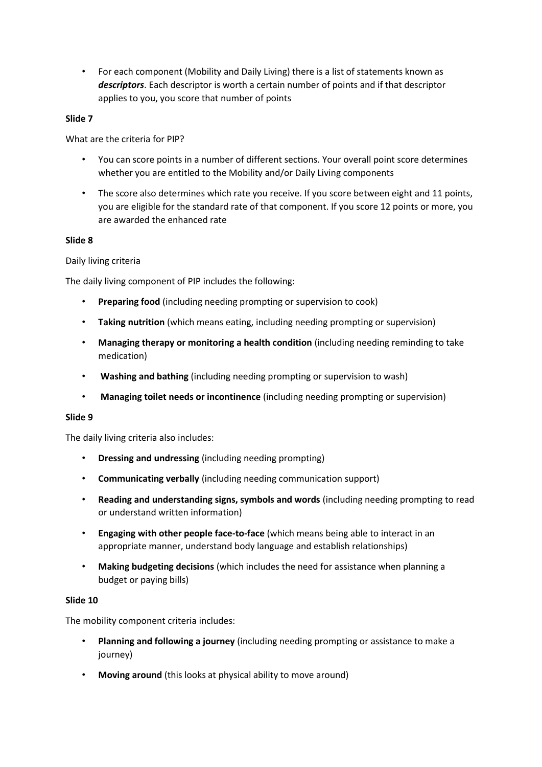- For each component (Mobility and Daily Living) there is a list of statements known as ***descriptors***. Each descriptor is worth a certain number of points and if that descriptor applies to you, you score that number of points

**Slide 7**

What are the criteria for PIP?

- You can score points in a number of different sections. Your overall point score determines whether you are entitled to the Mobility and/or Daily Living components
- The score also determines which rate you receive. If you score between eight and 11 points, you are eligible for the standard rate of that component. If you score 12 points or more, you are awarded the enhanced rate

**Slide 8**

Daily living criteria

The daily living component of PIP includes the following:

- **Preparing food** (including needing prompting or supervision to cook)
- **Taking nutrition** (which means eating, including needing prompting or supervision)
- **Managing therapy or monitoring a health condition** (including needing reminding to take medication)
- **Washing and bathing** (including needing prompting or supervision to wash)
- **Managing toilet needs or incontinence** (including needing prompting or supervision)

**Slide 9**

The daily living criteria also includes:

- **Dressing and undressing** (including needing prompting)
- **Communicating verbally** (including needing communication support)
- **Reading and understanding signs, symbols and words** (including needing prompting to read or understand written information)
- **Engaging with other people face-to-face** (which means being able to interact in an appropriate manner, understand body language and establish relationships)
- **Making budgeting decisions** (which includes the need for assistance when planning a budget or paying bills)

**Slide 10**

The mobility component criteria includes:

- **Planning and following a journey** (including needing prompting or assistance to make a journey)
- **Moving around** (this looks at physical ability to move around)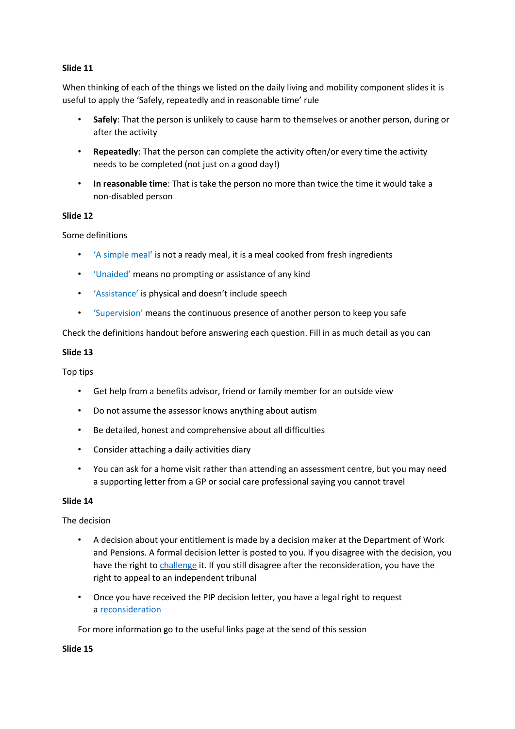**Slide 11**

When thinking of each of the things we listed on the daily living and mobility component slides it is useful to apply the 'Safely, repeatedly and in reasonable time' rule

- **Safely**: That the person is unlikely to cause harm to themselves or another person, during or after the activity
- **Repeatedly**: That the person can complete the activity often/or every time the activity needs to be completed (not just on a good day!)
- **In reasonable time**: That is take the person no more than twice the time it would take a non-disabled person

**Slide 12**

Some definitions

- 'A simple meal' is not a ready meal, it is a meal cooked from fresh ingredients
- 'Unaided' means no prompting or assistance of any kind
- 'Assistance' is physical and doesn't include speech
- 'Supervision' means the continuous presence of another person to keep you safe

Check the definitions handout before answering each question. Fill in as much detail as you can

**Slide 13**

Top tips

- Get help from a benefits advisor, friend or family member for an outside view
- Do not assume the assessor knows anything about autism
- Be detailed, honest and comprehensive about all difficulties
- Consider attaching a daily activities diary
- You can ask for a home visit rather than attending an assessment centre, but you may need a supporting letter from a GP or social care professional saying you cannot travel

**Slide 14**

The decision

- A decision about your entitlement is made by a decision maker at the Department of Work and Pensions. A formal decision letter is posted to you. If you disagree with the decision, you have the right to [challenge] it. If you still disagree after the reconsideration, you have the right to appeal to an independent tribunal
- Once you have received the PIP decision letter, you have a legal right to request a [reconsideration]

For more information go to the useful links page at the send of this session

**Slide 15**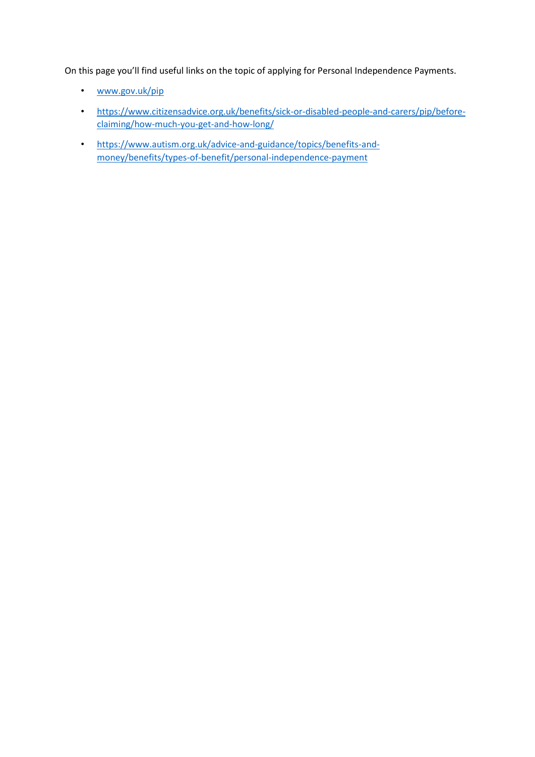On this page you'll find useful links on the topic of applying for Personal Independence Payments.

- www.gov.uk/pip
- https://www.citizensadvice.org.uk/benefits/sick-or-disabled-people-and-carers/pip/before-claiming/how-much-you-get-and-how-long/
- https://www.autism.org.uk/advice-and-guidance/topics/benefits-and-money/benefits/types-of-benefit/personal-independence-payment